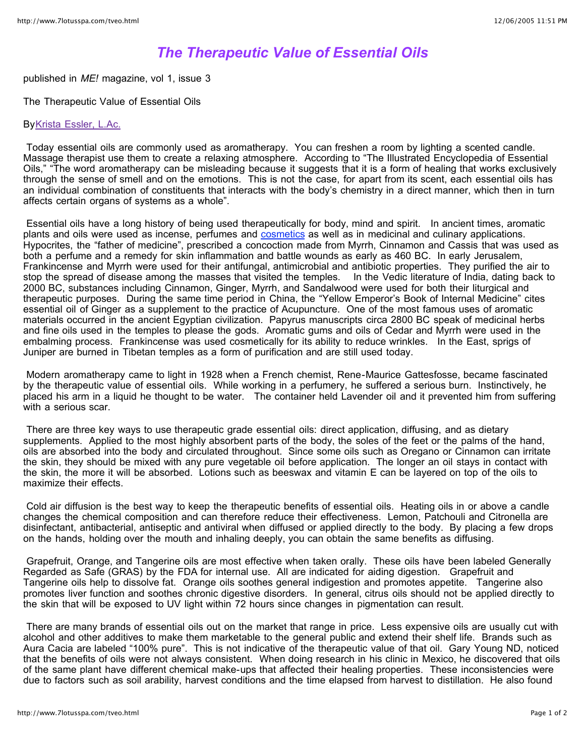# *The Therapeutic Value of Essential Oils*

published in *ME!* magazine, vol 1, issue 3

The Therapeutic Value of Essential Oils

ByKrista Essler, L.Ac.

Today essential oils are commonly used as aromatherapy. You can freshen a room by lighting a scented candle. Massage therapist use them to create a relaxing atmosphere. According to "The Illustrated Encyclopedia of Essential Oils," "The word aromatherapy can be misleading because it suggests that it is a form of healing that works exclusively through the sense of smell and on the emotions. This is not the case, for apart from its scent, each essential oils has an individual combination of constituents that interacts with the body's chemistry in a direct manner, which then in turn affects certain organs of systems as a whole".

Essential oils have a long history of being used therapeutically for body, mind and spirit. In ancient times, aromatic plants and oils were used as incense, perfumes and cosmetics as well as in medicinal and culinary applications. Hypocrites, the "father of medicine", prescribed a concoction made from Myrrh, Cinnamon and Cassis that was used as both a perfume and a remedy for skin inflammation and battle wounds as early as 460 BC. In early Jerusalem, Frankincense and Myrrh were used for their antifungal, antimicrobial and antibiotic properties. They purified the air to stop the spread of disease among the masses that visited the temples. In the Vedic literature of India, dating back to 2000 BC, substances including Cinnamon, Ginger, Myrrh, and Sandalwood were used for both their liturgical and therapeutic purposes. During the same time period in China, the "Yellow Emperor's Book of Internal Medicine" cites essential oil of Ginger as a supplement to the practice of Acupuncture. One of the most famous uses of aromatic materials occurred in the ancient Egyptian civilization. Papyrus manuscripts circa 2800 BC speak of medicinal herbs and fine oils used in the temples to please the gods. Aromatic gums and oils of Cedar and Myrrh were used in the embalming process. Frankincense was used cosmetically for its ability to reduce wrinkles. In the East, sprigs of Juniper are burned in Tibetan temples as a form of purification and are still used today.

Modern aromatherapy came to light in 1928 when a French chemist, Rene-Maurice Gattesfosse, became fascinated by the therapeutic value of essential oils. While working in a perfumery, he suffered a serious burn. Instinctively, he placed his arm in a liquid he thought to be water. The container held Lavender oil and it prevented him from suffering with a serious scar.

There are three key ways to use therapeutic grade essential oils: direct application, diffusing, and as dietary supplements. Applied to the most highly absorbent parts of the body, the soles of the feet or the palms of the hand, oils are absorbed into the body and circulated throughout. Since some oils such as Oregano or Cinnamon can irritate the skin, they should be mixed with any pure vegetable oil before application. The longer an oil stays in contact with the skin, the more it will be absorbed. Lotions such as beeswax and vitamin E can be layered on top of the oils to maximize their effects.

Cold air diffusion is the best way to keep the therapeutic benefits of essential oils. Heating oils in or above a candle changes the chemical composition and can therefore reduce their effectiveness. Lemon, Patchouli and Citronella are disinfectant, antibacterial, antiseptic and antiviral when diffused or applied directly to the body. By placing a few drops on the hands, holding over the mouth and inhaling deeply, you can obtain the same benefits as diffusing.

Grapefruit, Orange, and Tangerine oils are most effective when taken orally. These oils have been labeled Generally Regarded as Safe (GRAS) by the FDA for internal use. All are indicated for aiding digestion. Grapefruit and Tangerine oils help to dissolve fat. Orange oils soothes general indigestion and promotes appetite. Tangerine also promotes liver function and soothes chronic digestive disorders. In general, citrus oils should not be applied directly to the skin that will be exposed to UV light within 72 hours since changes in pigmentation can result.

There are many brands of essential oils out on the market that range in price. Less expensive oils are usually cut with alcohol and other additives to make them marketable to the general public and extend their shelf life. Brands such as Aura Cacia are labeled "100% pure". This is not indicative of the therapeutic value of that oil. Gary Young ND, noticed that the benefits of oils were not always consistent. When doing research in his clinic in Mexico, he discovered that oils of the same plant have different chemical make-ups that affected their healing properties. These inconsistencies were due to factors such as soil arability, harvest conditions and the time elapsed from harvest to distillation. He also found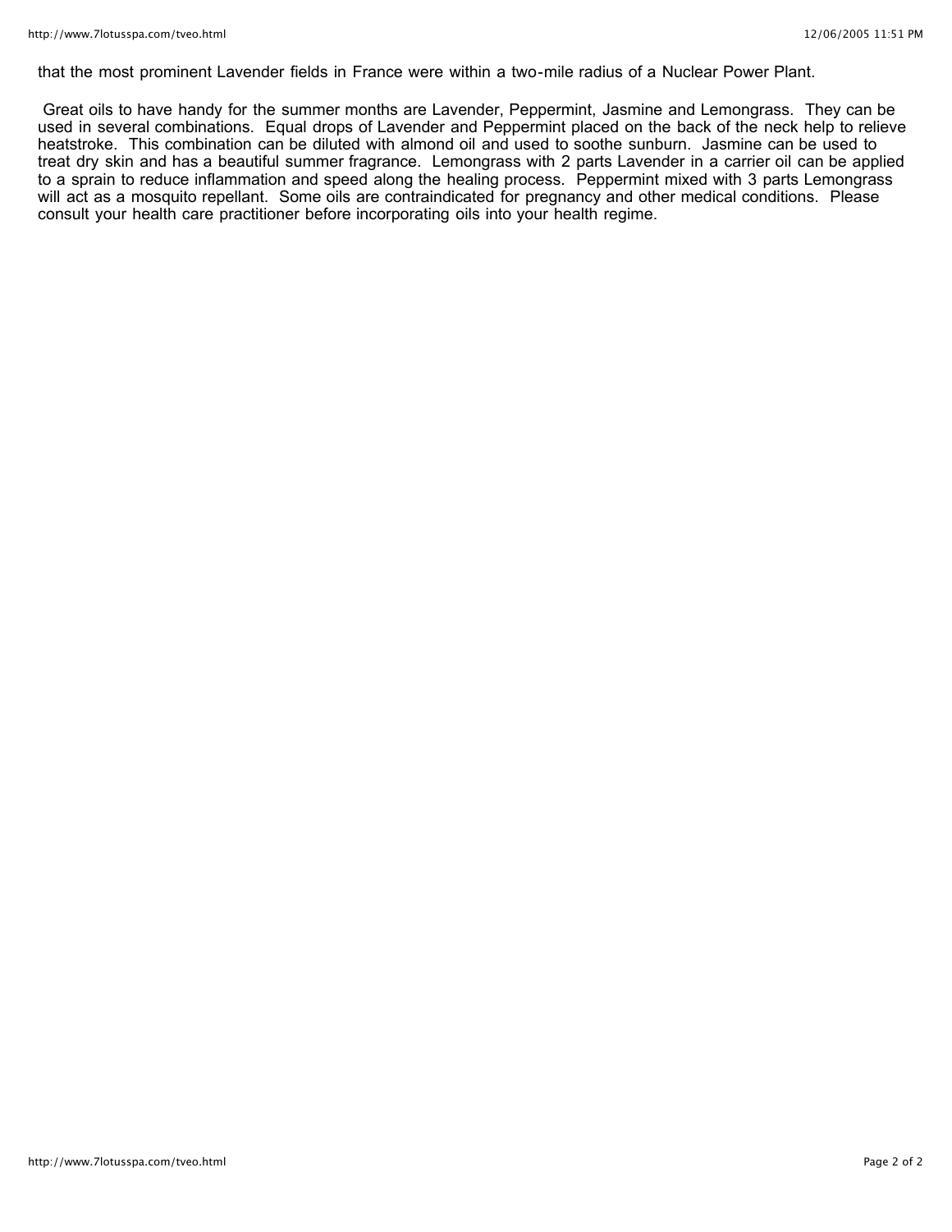that the most prominent Lavender fields in France were within a two-mile radius of a Nuclear Power Plant.

Great oils to have handy for the summer months are Lavender, Peppermint, Jasmine and Lemongrass. They can be used in several combinations. Equal drops of Lavender and Peppermint placed on the back of the neck help to relieve heatstroke. This combination can be diluted with almond oil and used to soothe sunburn. Jasmine can be used to treat dry skin and has a beautiful summer fragrance. Lemongrass with 2 parts Lavender in a carrier oil can be applied to a sprain to reduce inflammation and speed along the healing process. Peppermint mixed with 3 parts Lemongrass will act as a mosquito repellant. Some oils are contraindicated for pregnancy and other medical conditions. Please consult your health care practitioner before incorporating oils into your health regime.